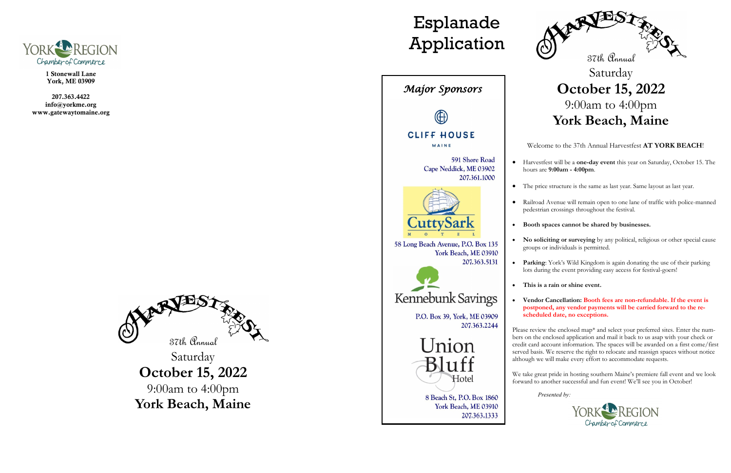YORK REGION Chamber of Commerce

**1 Stonewall Lane**
**York, ME 03909**

**207.363.4422**
**info@yorkme.org**
**www.gatewaytomaine.org**

HARVESTFEST

37th Annual

Saturday

**October 15, 2022**

9:00am to 4:00pm

**York Beach, Maine**

# Esplanade Application

*Major Sponsors*

CLIFF HOUSE
MAINE

591 Shore Road
Cape Neddick, ME 03902
207.361.1000

CuttySark
MOTEL

58 Long Beach Avenue, P.O. Box 135
York Beach, ME 03910
207.363.5131

Kennebunk Savings

P.O. Box 39, York, ME 03909
207.363.2244

Union Bluff Hotel

8 Beach St, P.O. Box 1860
York Beach, ME 03910
207.363.1333

HARVESTFEST

37th Annual

Saturday

## October 15, 2022

9:00am to 4:00pm

## York Beach, Maine

Welcome to the 37th Annual Harvestfest **AT YORK BEACH**!

- Harvestfest will be a **one-day event** this year on Saturday, October 15. The hours are **9:00am - 4:00pm**.
- The price structure is the same as last year. Same layout as last year.
- Railroad Avenue will remain open to one lane of traffic with police-manned pedestrian crossings throughout the festival.
- **Booth spaces cannot be shared by businesses.**
- **No soliciting or surveying** by any political, religious or other special cause groups or individuals is permitted.
- **Parking**: York's Wild Kingdom is again donating the use of their parking lots during the event providing easy access for festival-goers!
- **This is a rain or shine event.**
- **Vendor Cancellation: Booth fees are non-refundable. If the event is postponed, any vendor payments will be carried forward to the re-scheduled date, no exceptions.**

Please review the enclosed map* and select your preferred sites. Enter the numbers on the enclosed application and mail it back to us asap with your check or credit card account information. The spaces will be awarded on a first come/first served basis. We reserve the right to relocate and reassign spaces without notice although we will make every effort to accommodate requests.

We take great pride in hosting southern Maine's premiere fall event and we look forward to another successful and fun event! We'll see you in October!

*Presented by:*

YORK REGION Chamber of Commerce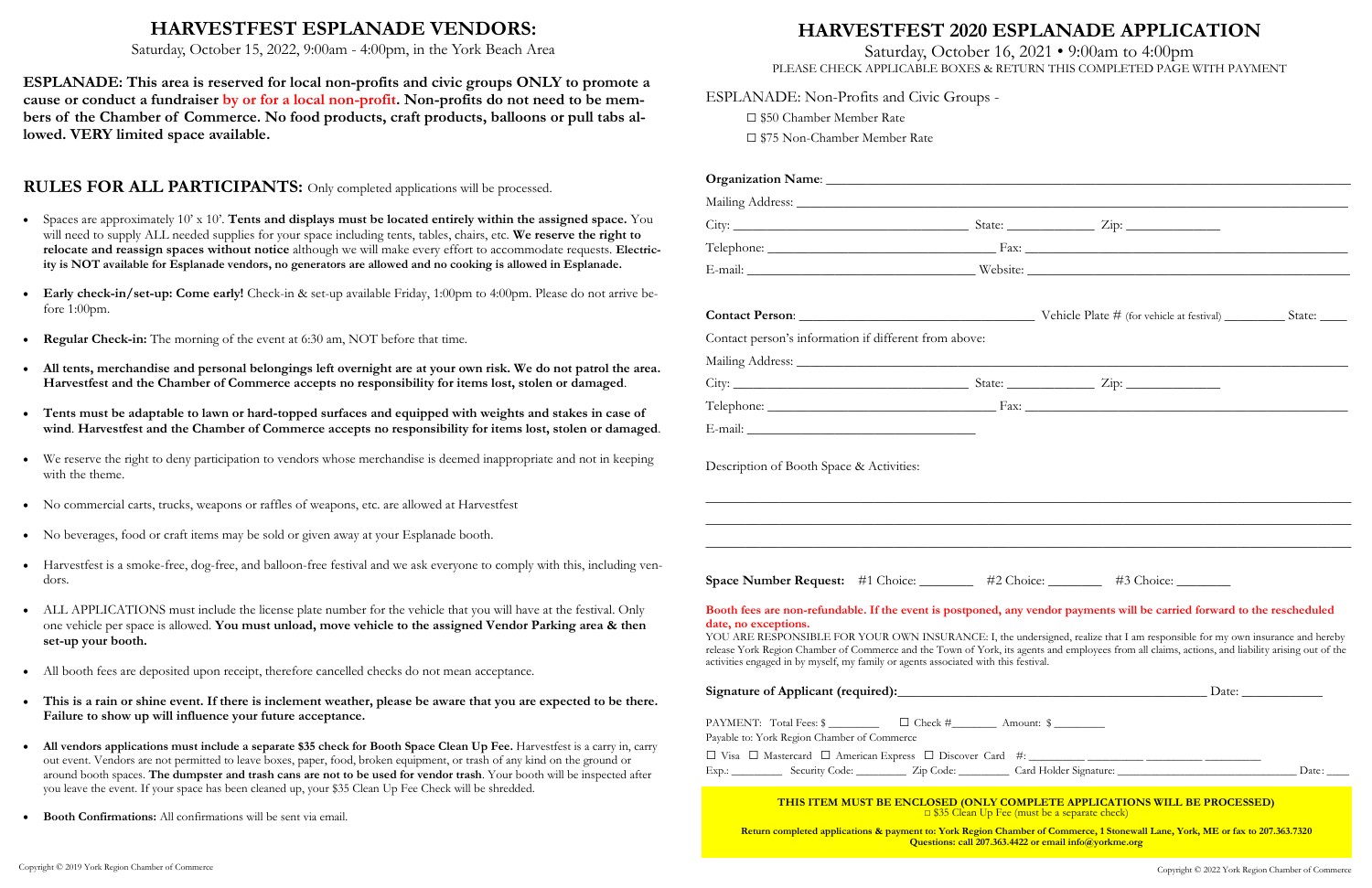# HARVESTFEST ESPLANADE VENDORS:

Saturday, October 15, 2022, 9:00am - 4:00pm, in the York Beach Area

**ESPLANADE: This area is reserved for local non-profits and civic groups ONLY to promote a cause or conduct a fundraiser by or for a local non-profit. Non-profits do not need to be members of the Chamber of Commerce. No food products, craft products, balloons or pull tabs allowed. VERY limited space available.**

## RULES FOR ALL PARTICIPANTS: 

Only completed applications will be processed.

- Spaces are approximately 10' x 10'. **Tents and displays must be located entirely within the assigned space.** You will need to supply ALL needed supplies for your space including tents, tables, chairs, etc. **We reserve the right to relocate and reassign spaces without notice** although we will make every effort to accommodate requests. **Electricity is NOT available for Esplanade vendors, no generators are allowed and no cooking is allowed in Esplanade.**
- **Early check-in/set-up: Come early!** Check-in & set-up available Friday, 1:00pm to 4:00pm. Please do not arrive before 1:00pm.
- **Regular Check-in:** The morning of the event at 6:30 am, NOT before that time.
- **All tents, merchandise and personal belongings left overnight are at your own risk. We do not patrol the area. Harvestfest and the Chamber of Commerce accepts no responsibility for items lost, stolen or damaged**.
- **Tents must be adaptable to lawn or hard-topped surfaces and equipped with weights and stakes in case of wind**. **Harvestfest and the Chamber of Commerce accepts no responsibility for items lost, stolen or damaged**.
- We reserve the right to deny participation to vendors whose merchandise is deemed inappropriate and not in keeping with the theme.
- No commercial carts, trucks, weapons or raffles of weapons, etc. are allowed at Harvestfest
- No beverages, food or craft items may be sold or given away at your Esplanade booth.
- Harvestfest is a smoke-free, dog-free, and balloon-free festival and we ask everyone to comply with this, including vendors.
- ALL APPLICATIONS must include the license plate number for the vehicle that you will have at the festival. Only one vehicle per space is allowed. **You must unload, move vehicle to the assigned Vendor Parking area & then set-up your booth.**
- All booth fees are deposited upon receipt, therefore cancelled checks do not mean acceptance.
- **This is a rain or shine event. If there is inclement weather, please be aware that you are expected to be there. Failure to show up will influence your future acceptance.**
- **All vendors applications must include a separate $35 check for Booth Space Clean Up Fee.** Harvestfest is a carry in, carry out event. Vendors are not permitted to leave boxes, paper, food, broken equipment, or trash of any kind on the ground or around booth spaces. **The dumpster and trash cans are not to be used for vendor trash**. Your booth will be inspected after you leave the event. If your space has been cleaned up, your $35 Clean Up Fee Check will be shredded.
- **Booth Confirmations:** All confirmations will be sent via email.

Copyright © 2019 York Region Chamber of Commerce

# HARVESTFEST 2020 ESPLANADE APPLICATION

Saturday, October 16, 2021 • 9:00am to 4:00pm

PLEASE CHECK APPLICABLE BOXES & RETURN THIS COMPLETED PAGE WITH PAYMENT

ESPLANADE: Non-Profits and Civic Groups -

☐ $50 Chamber Member Rate

☐ $75 Non-Chamber Member Rate

**Organization Name**: ____________________

Mailing Address: ____________________

City: ____________ State: ________ Zip: ________

Telephone: ____________ Fax: ____________

E-mail: ____________ Website: ____________

**Contact Person**: ____________ Vehicle Plate # (for vehicle at festival) ________ State: ____

Contact person's information if different from above:

Mailing Address: ____________________

City: ____________ State: ________ Zip: ________

Telephone: ____________ Fax: ____________

E-mail: ____________

Description of Booth Space & Activities:

____________________

____________________

____________________

**Space Number Request:** #1 Choice: ________ #2 Choice: ________ #3 Choice: ________

**Booth fees are non-refundable. If the event is postponed, any vendor payments will be carried forward to the rescheduled date, no exceptions.**

YOU ARE RESPONSIBLE FOR YOUR OWN INSURANCE: I, the undersigned, realize that I am responsible for my own insurance and hereby release York Region Chamber of Commerce and the Town of York, its agents and employees from all claims, actions, and liability arising out of the activities engaged in by myself, my family or agents associated with this festival.

**Signature of Applicant (required):** ____________________ Date: ____________

PAYMENT: Total Fees: $ ________ ☐ Check #________ Amount: $ ________

Payable to: York Region Chamber of Commerce

☐ Visa ☐ Mastercard ☐ American Express ☐ Discover Card #: ________ ________ ________ ________

Exp.: ________ Security Code: ________ Zip Code: ________ Card Holder Signature: ____________ Date: ____

**THIS ITEM MUST BE ENCLOSED (ONLY COMPLETE APPLICATIONS WILL BE PROCESSED)**

☐ $35 Clean Up Fee (must be a separate check)

**Return completed applications & payment to: York Region Chamber of Commerce, 1 Stonewall Lane, York, ME or fax to 207.363.7320**
**Questions: call 207.363.4422 or email info@yorkme.org**

Copyright © 2022 York Region Chamber of Commerce